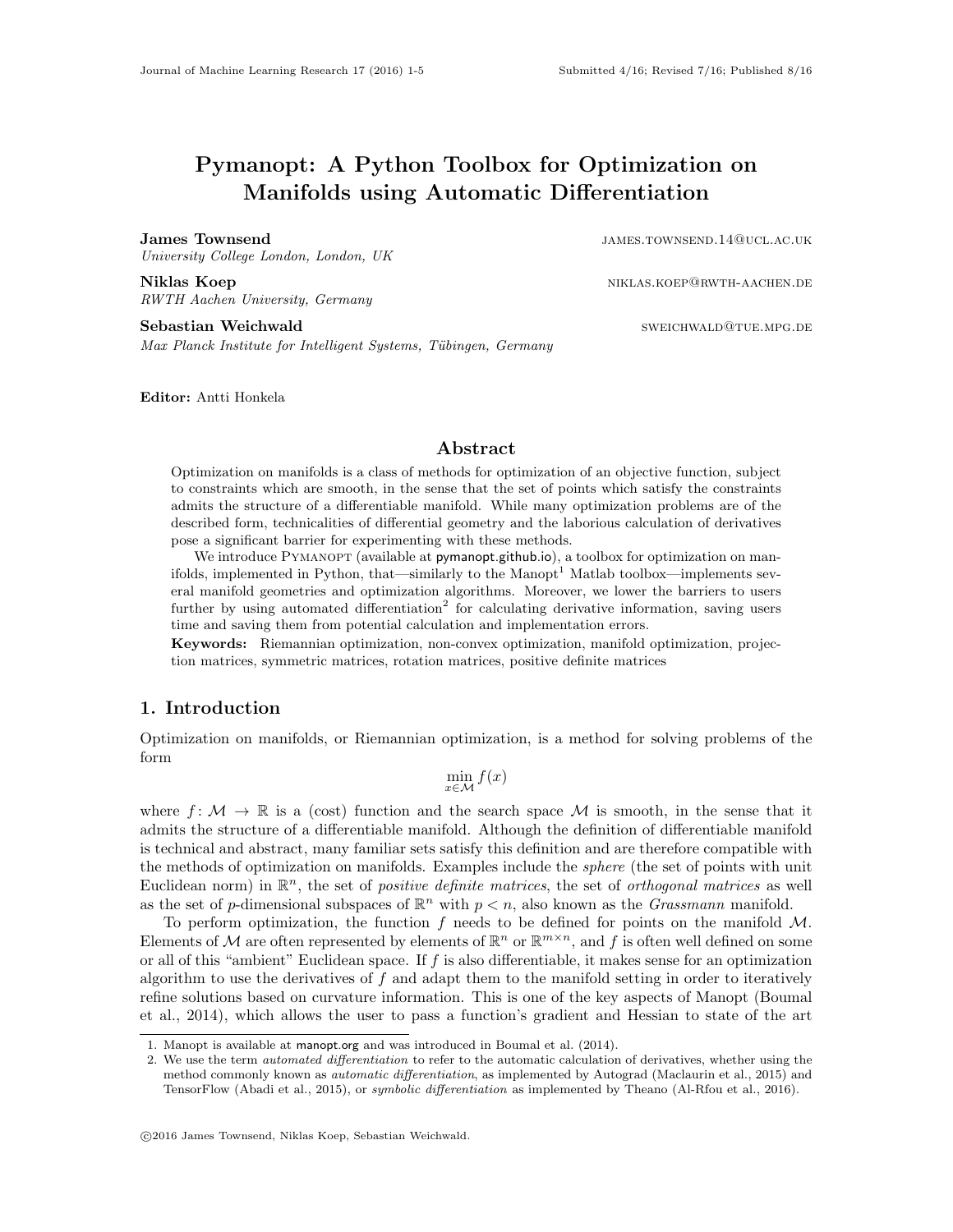# Pymanopt: A Python Toolbox for Optimization on Manifolds using Automatic Differentiation

**James Townsend** JAMES.TOWNSEND.14@UCL.AC.UK
*University College London, London, UK*

**Niklas Koep** NIKLAS.KOEP@RWTH-AACHEN.DE
*RWTH Aachen University, Germany*

**Sebastian Weichwald** SWEICHWALD@TUE.MPG.DE
*Max Planck Institute for Intelligent Systems, Tübingen, Germany*

**Editor:** Antti Honkela

## Abstract

Optimization on manifolds is a class of methods for optimization of an objective function, subject to constraints which are smooth, in the sense that the set of points which satisfy the constraints admits the structure of a differentiable manifold. While many optimization problems are of the described form, technicalities of differential geometry and the laborious calculation of derivatives pose a significant barrier for experimenting with these methods.

We introduce PYMANOPT (available at pymanopt.github.io), a toolbox for optimization on manifolds, implemented in Python, that—similarly to the Manopt[1] Matlab toolbox—implements several manifold geometries and optimization algorithms. Moreover, we lower the barriers to users further by using automated differentiation[2] for calculating derivative information, saving users time and saving them from potential calculation and implementation errors.

**Keywords:** Riemannian optimization, non-convex optimization, manifold optimization, projection matrices, symmetric matrices, rotation matrices, positive definite matrices

## 1. Introduction

Optimization on manifolds, or Riemannian optimization, is a method for solving problems of the form

$$\min_{x \in \mathcal{M}} f(x)$$

where $f\colon \mathcal{M} \to \mathbb{R}$ is a (cost) function and the search space $\mathcal{M}$ is smooth, in the sense that it admits the structure of a differentiable manifold. Although the definition of differentiable manifold is technical and abstract, many familiar sets satisfy this definition and are therefore compatible with the methods of optimization on manifolds. Examples include the *sphere* (the set of points with unit Euclidean norm) in $\mathbb{R}^n$, the set of *positive definite matrices*, the set of *orthogonal matrices* as well as the set of $p$-dimensional subspaces of $\mathbb{R}^n$ with $p < n$, also known as the *Grassmann* manifold.

To perform optimization, the function $f$ needs to be defined for points on the manifold $\mathcal{M}$. Elements of $\mathcal{M}$ are often represented by elements of $\mathbb{R}^n$ or $\mathbb{R}^{m \times n}$, and $f$ is often well defined on some or all of this "ambient" Euclidean space. If $f$ is also differentiable, it makes sense for an optimization algorithm to use the derivatives of $f$ and adapt them to the manifold setting in order to iteratively refine solutions based on curvature information. This is one of the key aspects of Manopt (Boumal et al., 2014), which allows the user to pass a function's gradient and Hessian to state of the art

1. Manopt is available at manopt.org and was introduced in Boumal et al. (2014).
2. We use the term *automated differentiation* to refer to the automatic calculation of derivatives, whether using the method commonly known as *automatic differentiation*, as implemented by Autograd (Maclaurin et al., 2015) and TensorFlow (Abadi et al., 2015), or *symbolic differentiation* as implemented by Theano (Al-Rfou et al., 2016).

©2016 James Townsend, Niklas Koep, Sebastian Weichwald.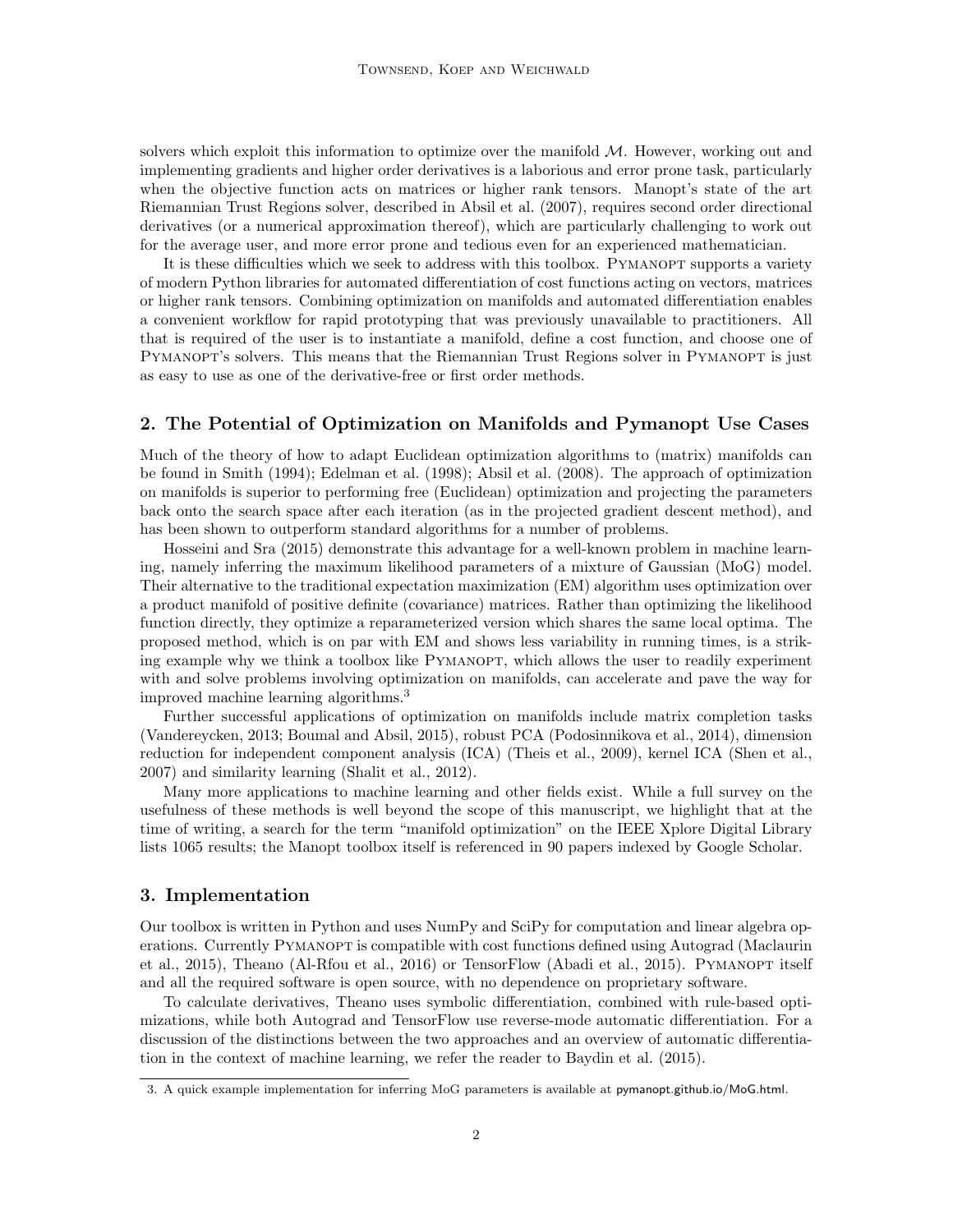solvers which exploit this information to optimize over the manifold $\mathcal{M}$. However, working out and implementing gradients and higher order derivatives is a laborious and error prone task, particularly when the objective function acts on matrices or higher rank tensors. Manopt's state of the art Riemannian Trust Regions solver, described in Absil et al. (2007), requires second order directional derivatives (or a numerical approximation thereof), which are particularly challenging to work out for the average user, and more error prone and tedious even for an experienced mathematician.

It is these difficulties which we seek to address with this toolbox. Pymanopt supports a variety of modern Python libraries for automated differentiation of cost functions acting on vectors, matrices or higher rank tensors. Combining optimization on manifolds and automated differentiation enables a convenient workflow for rapid prototyping that was previously unavailable to practitioners. All that is required of the user is to instantiate a manifold, define a cost function, and choose one of Pymanopt's solvers. This means that the Riemannian Trust Regions solver in Pymanopt is just as easy to use as one of the derivative-free or first order methods.

## 2. The Potential of Optimization on Manifolds and Pymanopt Use Cases

Much of the theory of how to adapt Euclidean optimization algorithms to (matrix) manifolds can be found in Smith (1994); Edelman et al. (1998); Absil et al. (2008). The approach of optimization on manifolds is superior to performing free (Euclidean) optimization and projecting the parameters back onto the search space after each iteration (as in the projected gradient descent method), and has been shown to outperform standard algorithms for a number of problems.

Hosseini and Sra (2015) demonstrate this advantage for a well-known problem in machine learning, namely inferring the maximum likelihood parameters of a mixture of Gaussian (MoG) model. Their alternative to the traditional expectation maximization (EM) algorithm uses optimization over a product manifold of positive definite (covariance) matrices. Rather than optimizing the likelihood function directly, they optimize a reparameterized version which shares the same local optima. The proposed method, which is on par with EM and shows less variability in running times, is a striking example why we think a toolbox like Pymanopt, which allows the user to readily experiment with and solve problems involving optimization on manifolds, can accelerate and pave the way for improved machine learning algorithms.[3]

Further successful applications of optimization on manifolds include matrix completion tasks (Vandereycken, 2013; Boumal and Absil, 2015), robust PCA (Podosinnikova et al., 2014), dimension reduction for independent component analysis (ICA) (Theis et al., 2009), kernel ICA (Shen et al., 2007) and similarity learning (Shalit et al., 2012).

Many more applications to machine learning and other fields exist. While a full survey on the usefulness of these methods is well beyond the scope of this manuscript, we highlight that at the time of writing, a search for the term "manifold optimization" on the IEEE Xplore Digital Library lists 1065 results; the Manopt toolbox itself is referenced in 90 papers indexed by Google Scholar.

## 3. Implementation

Our toolbox is written in Python and uses NumPy and SciPy for computation and linear algebra operations. Currently Pymanopt is compatible with cost functions defined using Autograd (Maclaurin et al., 2015), Theano (Al-Rfou et al., 2016) or TensorFlow (Abadi et al., 2015). Pymanopt itself and all the required software is open source, with no dependence on proprietary software.

To calculate derivatives, Theano uses symbolic differentiation, combined with rule-based optimizations, while both Autograd and TensorFlow use reverse-mode automatic differentiation. For a discussion of the distinctions between the two approaches and an overview of automatic differentiation in the context of machine learning, we refer the reader to Baydin et al. (2015).

3. A quick example implementation for inferring MoG parameters is available at pymanopt.github.io/MoG.html.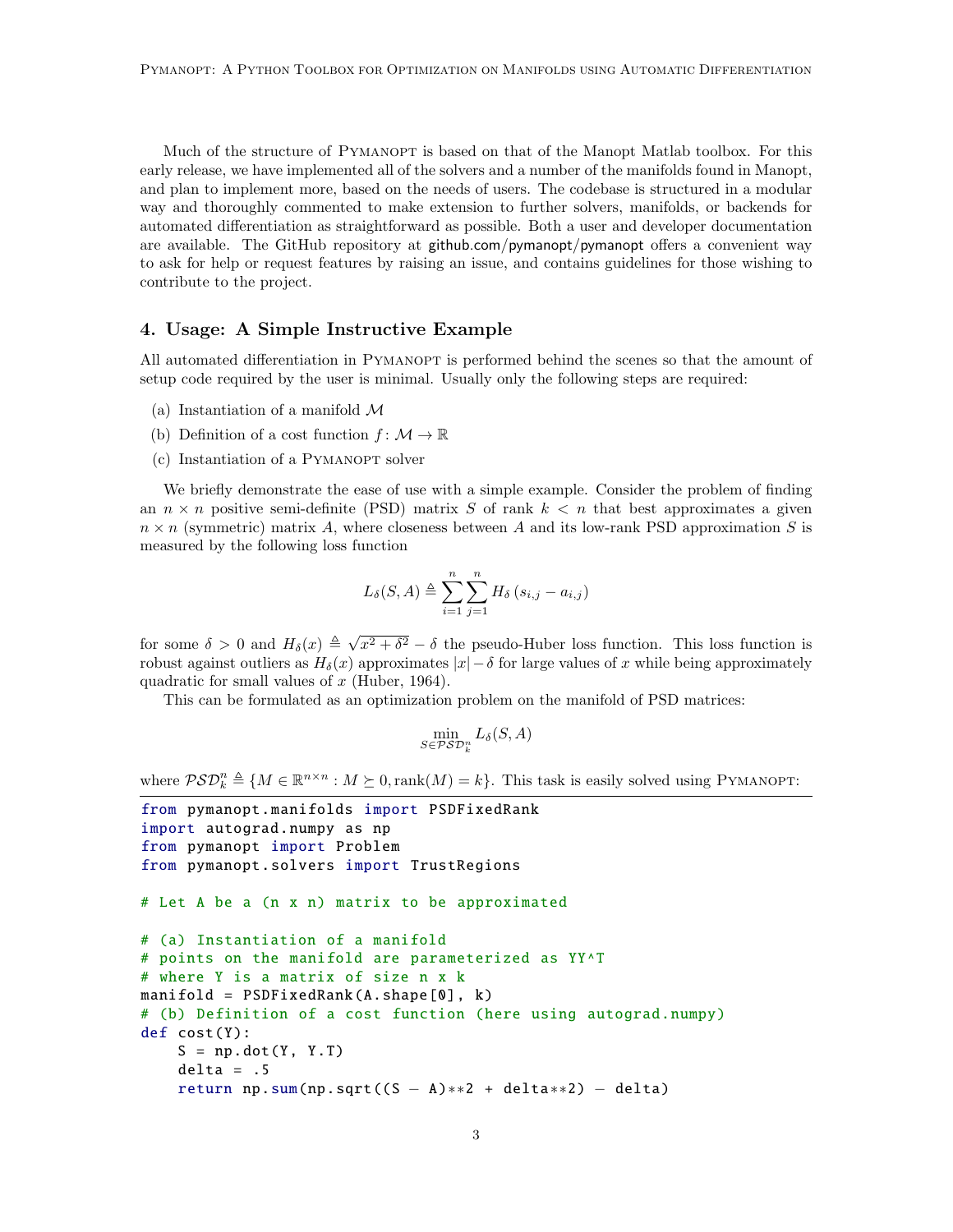Much of the structure of Pymanopt is based on that of the Manopt Matlab toolbox. For this early release, we have implemented all of the solvers and a number of the manifolds found in Manopt, and plan to implement more, based on the needs of users. The codebase is structured in a modular way and thoroughly commented to make extension to further solvers, manifolds, or backends for automated differentiation as straightforward as possible. Both a user and developer documentation are available. The GitHub repository at github.com/pymanopt/pymanopt offers a convenient way to ask for help or request features by raising an issue, and contains guidelines for those wishing to contribute to the project.

## 4. Usage: A Simple Instructive Example

All automated differentiation in Pymanopt is performed behind the scenes so that the amount of setup code required by the user is minimal. Usually only the following steps are required:

(a) Instantiation of a manifold $\mathcal{M}$

(b) Definition of a cost function $f\colon \mathcal{M} \to \mathbb{R}$

(c) Instantiation of a Pymanopt solver

We briefly demonstrate the ease of use with a simple example. Consider the problem of finding an $n \times n$ positive semi-definite (PSD) matrix $S$ of rank $k < n$ that best approximates a given $n \times n$ (symmetric) matrix $A$, where closeness between $A$ and its low-rank PSD approximation $S$ is measured by the following loss function

$$L_\delta(S, A) \triangleq \sum_{i=1}^{n} \sum_{j=1}^{n} H_\delta\left(s_{i,j} - a_{i,j}\right)$$

for some $\delta > 0$ and $H_\delta(x) \triangleq \sqrt{x^2 + \delta^2} - \delta$ the pseudo-Huber loss function. This loss function is robust against outliers as $H_\delta(x)$ approximates $|x| - \delta$ for large values of $x$ while being approximately quadratic for small values of $x$ (Huber, 1964).

This can be formulated as an optimization problem on the manifold of PSD matrices:

$$\min_{S \in \mathcal{PSD}_k^n} L_\delta(S, A)$$

where $\mathcal{PSD}_k^n \triangleq \{M \in \mathbb{R}^{n \times n} : M \succeq 0, \operatorname{rank}(M) = k\}$. This task is easily solved using Pymanopt:

```
from pymanopt.manifolds import PSDFixedRank
import autograd.numpy as np
from pymanopt import Problem
from pymanopt.solvers import TrustRegions

# Let A be a (n x n) matrix to be approximated

# (a) Instantiation of a manifold
# points on the manifold are parameterized as YY^T
# where Y is a matrix of size n x k
manifold = PSDFixedRank(A.shape[0], k)
# (b) Definition of a cost function (here using autograd.numpy)
def cost(Y):
    S = np.dot(Y, Y.T)
    delta = .5
    return np.sum(np.sqrt((S - A)**2 + delta**2) - delta)
```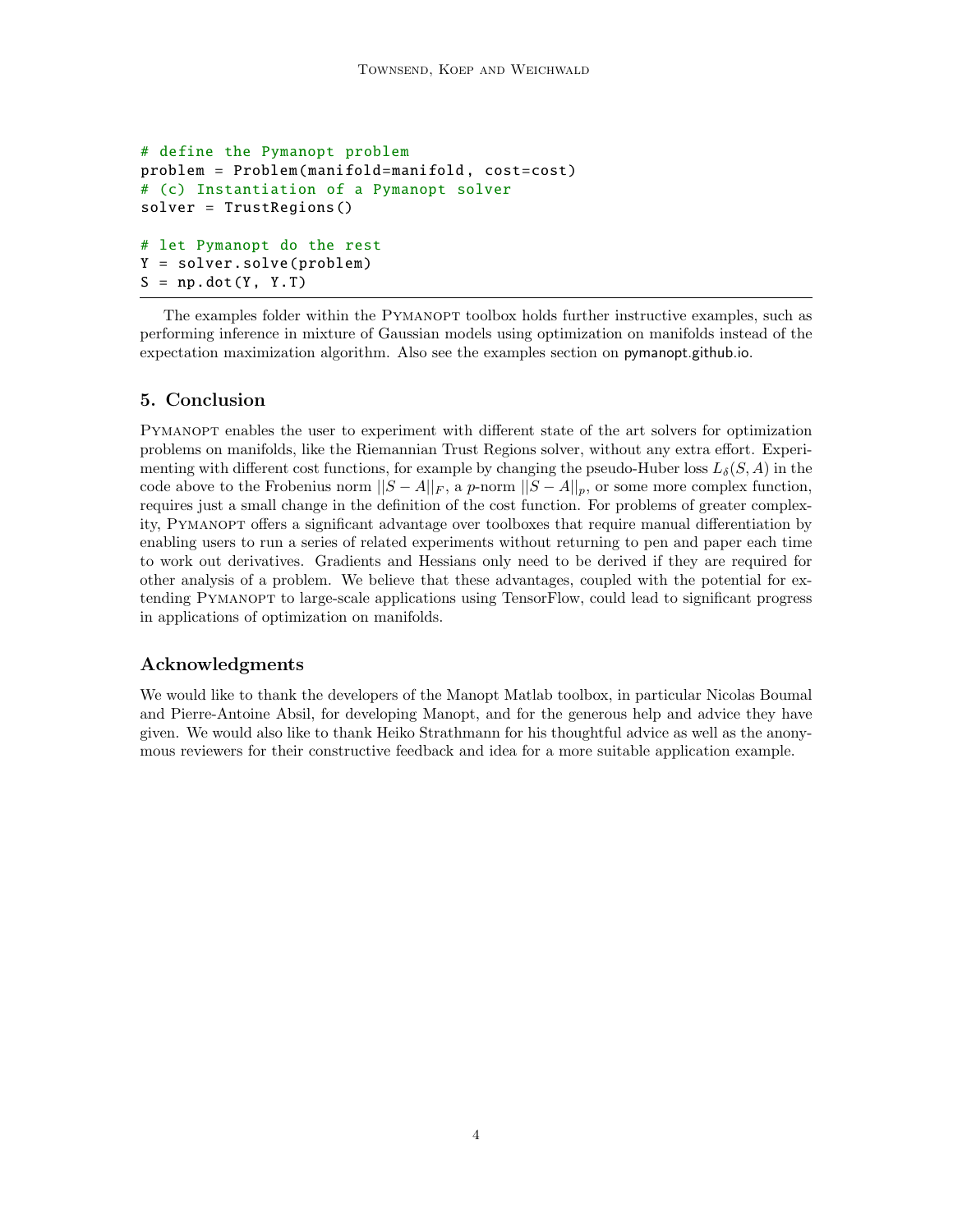```
# define the Pymanopt problem
problem = Problem(manifold=manifold, cost=cost)
# (c) Instantiation of a Pymanopt solver
solver = TrustRegions()

# let Pymanopt do the rest
Y = solver.solve(problem)
S = np.dot(Y, Y.T)
```

The examples folder within the Pymanopt toolbox holds further instructive examples, such as performing inference in mixture of Gaussian models using optimization on manifolds instead of the expectation maximization algorithm. Also see the examples section on pymanopt.github.io.

## 5. Conclusion

Pymanopt enables the user to experiment with different state of the art solvers for optimization problems on manifolds, like the Riemannian Trust Regions solver, without any extra effort. Experimenting with different cost functions, for example by changing the pseudo-Huber loss $L_\delta(S, A)$ in the code above to the Frobenius norm $||S - A||_F$, a $p$-norm $||S - A||_p$, or some more complex function, requires just a small change in the definition of the cost function. For problems of greater complexity, Pymanopt offers a significant advantage over toolboxes that require manual differentiation by enabling users to run a series of related experiments without returning to pen and paper each time to work out derivatives. Gradients and Hessians only need to be derived if they are required for other analysis of a problem. We believe that these advantages, coupled with the potential for extending Pymanopt to large-scale applications using TensorFlow, could lead to significant progress in applications of optimization on manifolds.

## Acknowledgments

We would like to thank the developers of the Manopt Matlab toolbox, in particular Nicolas Boumal and Pierre-Antoine Absil, for developing Manopt, and for the generous help and advice they have given. We would also like to thank Heiko Strathmann for his thoughtful advice as well as the anonymous reviewers for their constructive feedback and idea for a more suitable application example.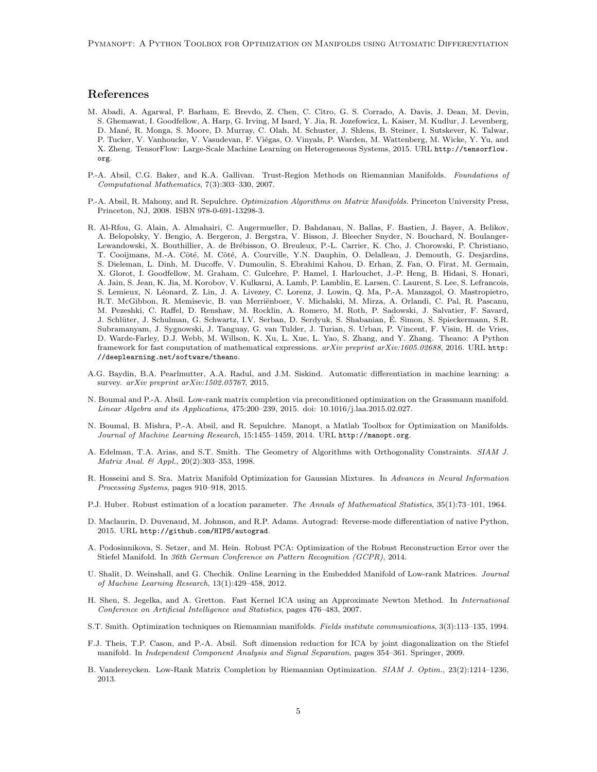## References

M. Abadi, A. Agarwal, P. Barham, E. Brevdo, Z. Chen, C. Citro, G. S. Corrado, A. Davis, J. Dean, M. Devin, S. Ghemawat, I. Goodfellow, A. Harp, G. Irving, M Isard, Y. Jia, R. Jozefowicz, L. Kaiser, M. Kudlur, J. Levenberg, D. Mané, R. Monga, S. Moore, D. Murray, C. Olah, M. Schuster, J. Shlens, B. Steiner, I. Sutskever, K. Talwar, P. Tucker, V. Vanhoucke, V. Vasudevan, F. Viégas, O. Vinyals, P. Warden, M. Wattenberg, M. Wicke, Y. Yu, and X. Zheng. TensorFlow: Large-Scale Machine Learning on Heterogeneous Systems, 2015. URL `http://tensorflow.org`.

P.-A. Absil, C.G. Baker, and K.A. Gallivan. Trust-Region Methods on Riemannian Manifolds. *Foundations of Computational Mathematics*, 7(3):303–330, 2007.

P.-A. Absil, R. Mahony, and R. Sepulchre. *Optimization Algorithms on Matrix Manifolds*. Princeton University Press, Princeton, NJ, 2008. ISBN 978-0-691-13298-3.

R. Al-Rfou, G. Alain, A. Almahairi, C. Angermueller, D. Bahdanau, N. Ballas, F. Bastien, J. Bayer, A. Belikov, A. Belopolsky, Y. Bengio, A. Bergeron, J. Bergstra, V. Bisson, J. Bleecher Snyder, N. Bouchard, N. Boulanger-Lewandowski, X. Bouthillier, A. de Brébisson, O. Breuleux, P.-L. Carrier, K. Cho, J. Chorowski, P. Christiano, T. Cooijmans, M.-A. Côté, M. Côté, A. Courville, Y.N. Dauphin, O. Delalleau, J. Demouth, G. Desjardins, S. Dieleman, L. Dinh, M. Ducoffe, V. Dumoulin, S. Ebrahimi Kahou, D. Erhan, Z. Fan, O. Firat, M. Germain, X. Glorot, I. Goodfellow, M. Graham, C. Gulcehre, P. Hamel, I. Harlouchet, J.-P. Heng, B. Hidasi, S. Honari, A. Jain, S. Jean, K. Jia, M. Korobov, V. Kulkarni, A. Lamb, P. Lamblin, E. Larsen, C. Laurent, S. Lee, S. Lefrancois, S. Lemieux, N. Léonard, Z. Lin, J. A. Livezey, C. Lorenz, J. Lowin, Q. Ma, P.-A. Manzagol, O. Mastropietro, R.T. McGibbon, R. Memisevic, B. van Merriënboer, V. Michalski, M. Mirza, A. Orlandi, C. Pal, R. Pascanu, M. Pezeshki, C. Raffel, D. Renshaw, M. Rocklin, A. Romero, M. Roth, P. Sadowski, J. Salvatier, F. Savard, J. Schlüter, J. Schulman, G. Schwartz, I.V. Serban, D. Serdyuk, S. Shabanian, É. Simon, S. Spieckermann, S.R. Subramanyam, J. Sygnowski, J. Tanguay, G. van Tulder, J. Turian, S. Urban, P. Vincent, F. Visin, H. de Vries, D. Warde-Farley, D.J. Webb, M. Willson, K. Xu, L. Xue, L. Yao, S. Zhang, and Y. Zhang. Theano: A Python framework for fast computation of mathematical expressions. *arXiv preprint arXiv:1605.02688*, 2016. URL `http://deeplearning.net/software/theano`.

A.G. Baydin, B.A. Pearlmutter, A.A. Radul, and J.M. Siskind. Automatic differentiation in machine learning: a survey. *arXiv preprint arXiv:1502.05767*, 2015.

N. Boumal and P.-A. Absil. Low-rank matrix completion via preconditioned optimization on the Grassmann manifold. *Linear Algebra and its Applications*, 475:200–239, 2015. doi: 10.1016/j.laa.2015.02.027.

N. Boumal, B. Mishra, P.-A. Absil, and R. Sepulchre. Manopt, a Matlab Toolbox for Optimization on Manifolds. *Journal of Machine Learning Research*, 15:1455–1459, 2014. URL `http://manopt.org`.

A. Edelman, T.A. Arias, and S.T. Smith. The Geometry of Algorithms with Orthogonality Constraints. *SIAM J. Matrix Anal. & Appl.*, 20(2):303–353, 1998.

R. Hosseini and S. Sra. Matrix Manifold Optimization for Gaussian Mixtures. In *Advances in Neural Information Processing Systems*, pages 910–918, 2015.

P.J. Huber. Robust estimation of a location parameter. *The Annals of Mathematical Statistics*, 35(1):73–101, 1964.

D. Maclaurin, D. Duvenaud, M. Johnson, and R.P. Adams. Autograd: Reverse-mode differentiation of native Python, 2015. URL `http://github.com/HIPS/autograd`.

A. Podosinnikova, S. Setzer, and M. Hein. Robust PCA: Optimization of the Robust Reconstruction Error over the Stiefel Manifold. In *36th German Conference on Pattern Recognition (GCPR)*, 2014.

U. Shalit, D. Weinshall, and G. Chechik. Online Learning in the Embedded Manifold of Low-rank Matrices. *Journal of Machine Learning Research*, 13(1):429–458, 2012.

H. Shen, S. Jegelka, and A. Gretton. Fast Kernel ICA using an Approximate Newton Method. In *International Conference on Artificial Intelligence and Statistics*, pages 476–483, 2007.

S.T. Smith. Optimization techniques on Riemannian manifolds. *Fields institute communications*, 3(3):113–135, 1994.

F.J. Theis, T.P. Cason, and P.-A. Absil. Soft dimension reduction for ICA by joint diagonalization on the Stiefel manifold. In *Independent Component Analysis and Signal Separation*, pages 354–361. Springer, 2009.

B. Vandereycken. Low-Rank Matrix Completion by Riemannian Optimization. *SIAM J. Optim.*, 23(2):1214–1236, 2013.